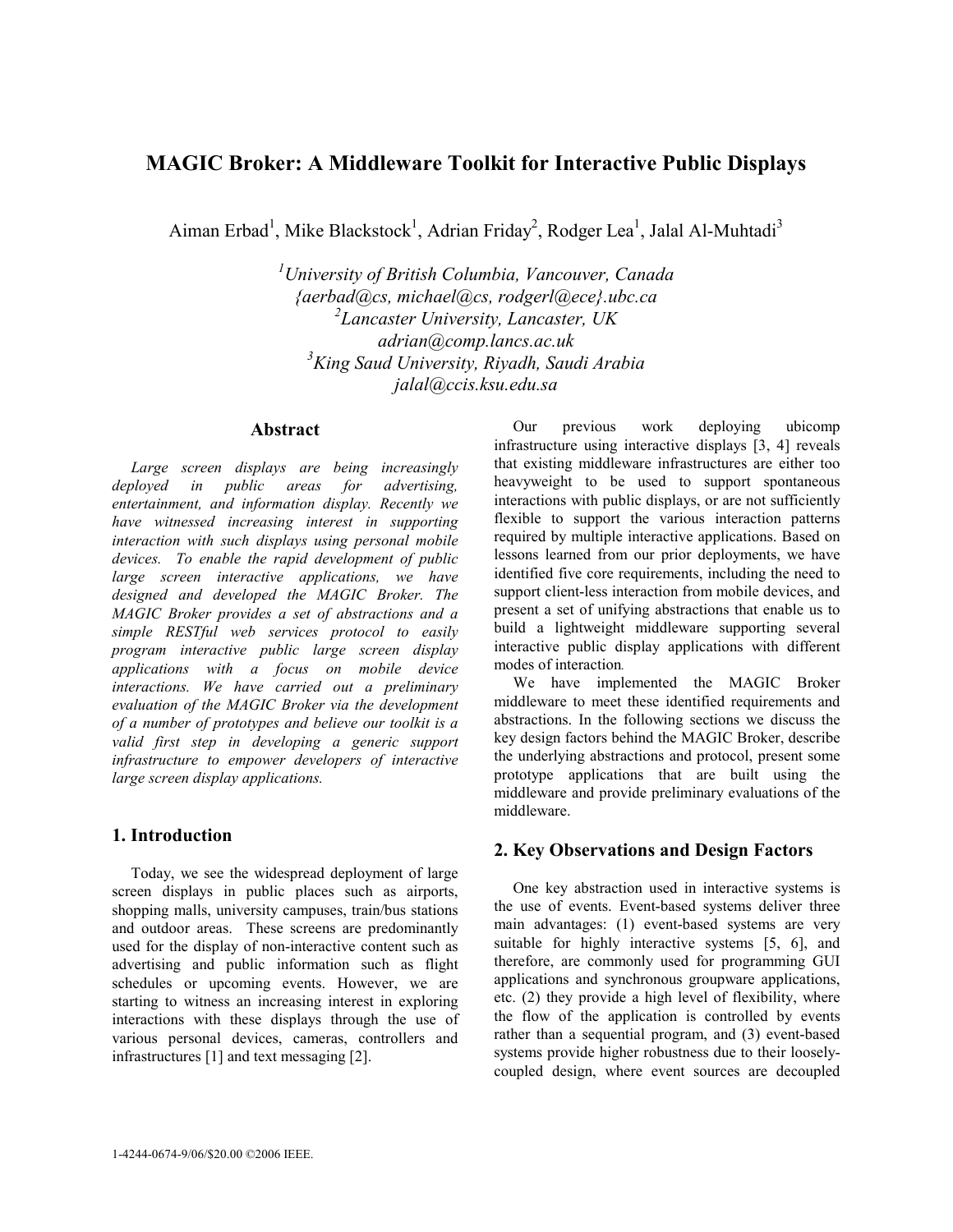# MAGIC Broker: A Middleware Toolkit for Interactive Public Displays

Aiman Erbad[1], Mike Blackstock[1], Adrian Friday[2], Rodger Lea[1], Jalal Al-Muhtadi[3]

[1]*University of British Columbia, Vancouver, Canada*
*{aerbad@cs, michael@cs, rodgerl@ece}.ubc.ca*
[2]*Lancaster University, Lancaster, UK*
*adrian@comp.lancs.ac.uk*
[3]*King Saud University, Riyadh, Saudi Arabia*
*jalal@ccis.ksu.edu.sa*

## Abstract

*Large screen displays are being increasingly deployed in public areas for advertising, entertainment, and information display. Recently we have witnessed increasing interest in supporting interaction with such displays using personal mobile devices. To enable the rapid development of public large screen interactive applications, we have designed and developed the MAGIC Broker. The MAGIC Broker provides a set of abstractions and a simple RESTful web services protocol to easily program interactive public large screen display applications with a focus on mobile device interactions. We have carried out a preliminary evaluation of the MAGIC Broker via the development of a number of prototypes and believe our toolkit is a valid first step in developing a generic support infrastructure to empower developers of interactive large screen display applications.*

## 1. Introduction

Today, we see the widespread deployment of large screen displays in public places such as airports, shopping malls, university campuses, train/bus stations and outdoor areas. These screens are predominantly used for the display of non-interactive content such as advertising and public information such as flight schedules or upcoming events. However, we are starting to witness an increasing interest in exploring interactions with these displays through the use of various personal devices, cameras, controllers and infrastructures [1] and text messaging [2].

Our previous work deploying ubicomp infrastructure using interactive displays [3, 4] reveals that existing middleware infrastructures are either too heavyweight to be used to support spontaneous interactions with public displays, or are not sufficiently flexible to support the various interaction patterns required by multiple interactive applications. Based on lessons learned from our prior deployments, we have identified five core requirements, including the need to support client-less interaction from mobile devices, and present a set of unifying abstractions that enable us to build a lightweight middleware supporting several interactive public display applications with different modes of interaction.

We have implemented the MAGIC Broker middleware to meet these identified requirements and abstractions. In the following sections we discuss the key design factors behind the MAGIC Broker, describe the underlying abstractions and protocol, present some prototype applications that are built using the middleware and provide preliminary evaluations of the middleware.

## 2. Key Observations and Design Factors

One key abstraction used in interactive systems is the use of events. Event-based systems deliver three main advantages: (1) event-based systems are very suitable for highly interactive systems [5, 6], and therefore, are commonly used for programming GUI applications and synchronous groupware applications, etc. (2) they provide a high level of flexibility, where the flow of the application is controlled by events rather than a sequential program, and (3) event-based systems provide higher robustness due to their loosely-coupled design, where event sources are decoupled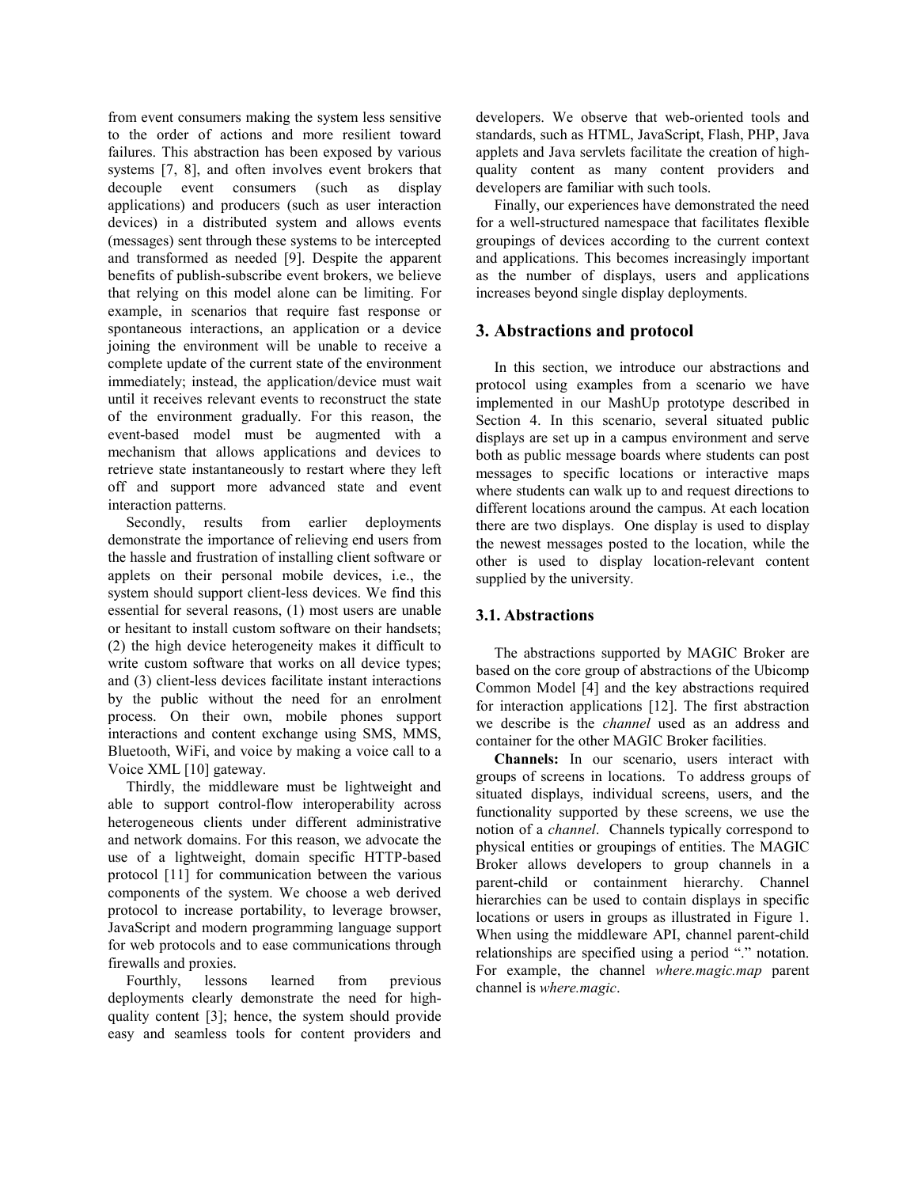from event consumers making the system less sensitive to the order of actions and more resilient toward failures. This abstraction has been exposed by various systems [7, 8], and often involves event brokers that decouple event consumers (such as display applications) and producers (such as user interaction devices) in a distributed system and allows events (messages) sent through these systems to be intercepted and transformed as needed [9]. Despite the apparent benefits of publish-subscribe event brokers, we believe that relying on this model alone can be limiting. For example, in scenarios that require fast response or spontaneous interactions, an application or a device joining the environment will be unable to receive a complete update of the current state of the environment immediately; instead, the application/device must wait until it receives relevant events to reconstruct the state of the environment gradually. For this reason, the event-based model must be augmented with a mechanism that allows applications and devices to retrieve state instantaneously to restart where they left off and support more advanced state and event interaction patterns.

Secondly, results from earlier deployments demonstrate the importance of relieving end users from the hassle and frustration of installing client software or applets on their personal mobile devices, i.e., the system should support client-less devices. We find this essential for several reasons, (1) most users are unable or hesitant to install custom software on their handsets; (2) the high device heterogeneity makes it difficult to write custom software that works on all device types; and (3) client-less devices facilitate instant interactions by the public without the need for an enrolment process. On their own, mobile phones support interactions and content exchange using SMS, MMS, Bluetooth, WiFi, and voice by making a voice call to a Voice XML [10] gateway.

Thirdly, the middleware must be lightweight and able to support control-flow interoperability across heterogeneous clients under different administrative and network domains. For this reason, we advocate the use of a lightweight, domain specific HTTP-based protocol [11] for communication between the various components of the system. We choose a web derived protocol to increase portability, to leverage browser, JavaScript and modern programming language support for web protocols and to ease communications through firewalls and proxies.

Fourthly, lessons learned from previous deployments clearly demonstrate the need for high-quality content [3]; hence, the system should provide easy and seamless tools for content providers and developers. We observe that web-oriented tools and standards, such as HTML, JavaScript, Flash, PHP, Java applets and Java servlets facilitate the creation of high-quality content as many content providers and developers are familiar with such tools.

Finally, our experiences have demonstrated the need for a well-structured namespace that facilitates flexible groupings of devices according to the current context and applications. This becomes increasingly important as the number of displays, users and applications increases beyond single display deployments.

## 3. Abstractions and protocol

In this section, we introduce our abstractions and protocol using examples from a scenario we have implemented in our MashUp prototype described in Section 4. In this scenario, several situated public displays are set up in a campus environment and serve both as public message boards where students can post messages to specific locations or interactive maps where students can walk up to and request directions to different locations around the campus. At each location there are two displays. One display is used to display the newest messages posted to the location, while the other is used to display location-relevant content supplied by the university.

### 3.1. Abstractions

The abstractions supported by MAGIC Broker are based on the core group of abstractions of the Ubicomp Common Model [4] and the key abstractions required for interaction applications [12]. The first abstraction we describe is the *channel* used as an address and container for the other MAGIC Broker facilities.

**Channels:** In our scenario, users interact with groups of screens in locations. To address groups of situated displays, individual screens, users, and the functionality supported by these screens, we use the notion of a *channel*. Channels typically correspond to physical entities or groupings of entities. The MAGIC Broker allows developers to group channels in a parent-child or containment hierarchy. Channel hierarchies can be used to contain displays in specific locations or users in groups as illustrated in Figure 1. When using the middleware API, channel parent-child relationships are specified using a period "." notation. For example, the channel *where.magic.map* parent channel is *where.magic*.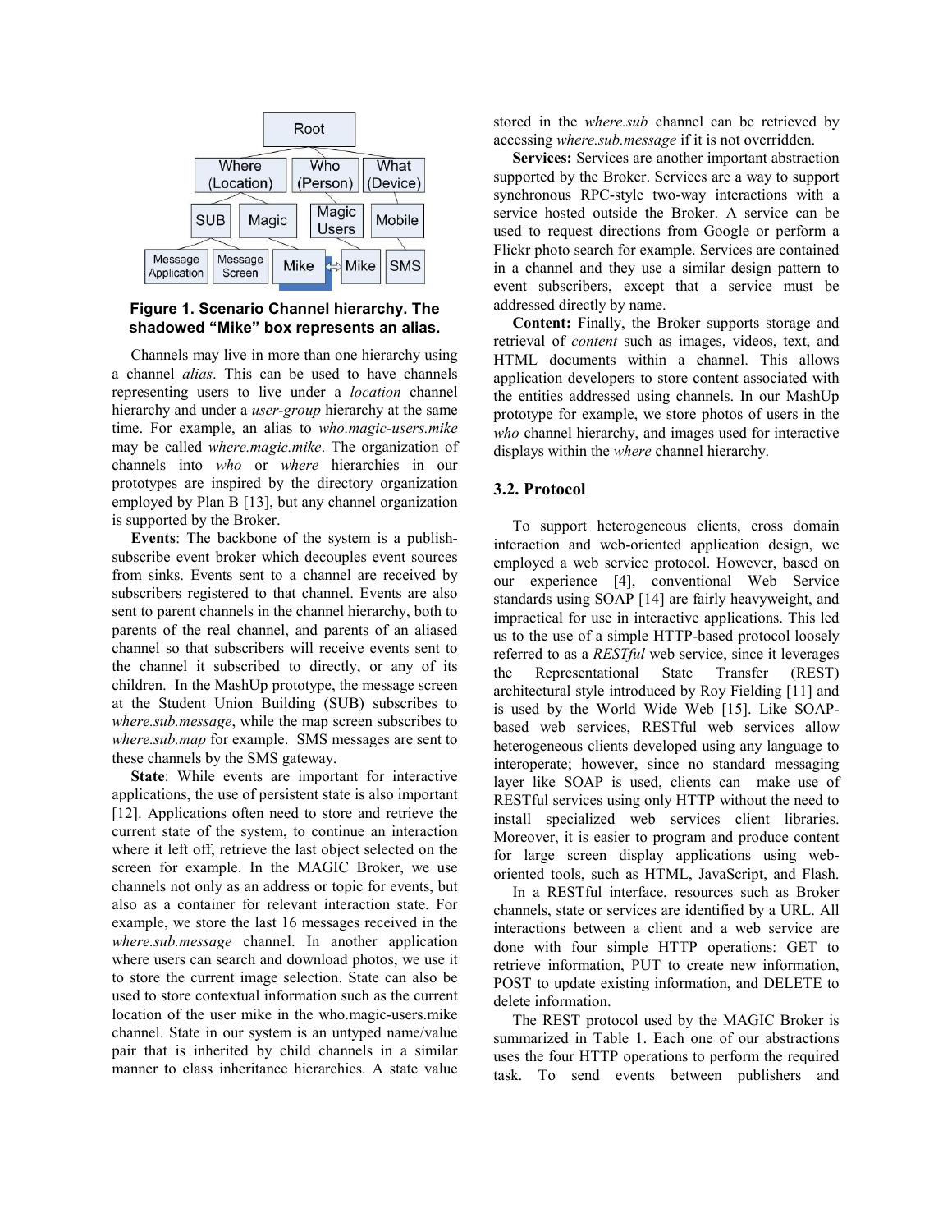Root

Where (Location)

Who (Person)

What (Device)

SUB

Magic

Magic Users

Mobile

Message Application

Message Screen

Mike

Mike

SMS

**Figure 1. Scenario Channel hierarchy. The shadowed "Mike" box represents an alias.**

Channels may live in more than one hierarchy using a channel *alias*. This can be used to have channels representing users to live under a *location* channel hierarchy and under a *user-group* hierarchy at the same time. For example, an alias to *who.magic-users.mike* may be called *where.magic.mike*. The organization of channels into *who* or *where* hierarchies in our prototypes are inspired by the directory organization employed by Plan B [13], but any channel organization is supported by the Broker.

**Events**: The backbone of the system is a publish-subscribe event broker which decouples event sources from sinks. Events sent to a channel are received by subscribers registered to that channel. Events are also sent to parent channels in the channel hierarchy, both to parents of the real channel, and parents of an aliased channel so that subscribers will receive events sent to the channel it subscribed to directly, or any of its children. In the MashUp prototype, the message screen at the Student Union Building (SUB) subscribes to *where.sub.message*, while the map screen subscribes to *where.sub.map* for example. SMS messages are sent to these channels by the SMS gateway.

**State**: While events are important for interactive applications, the use of persistent state is also important [12]. Applications often need to store and retrieve the current state of the system, to continue an interaction where it left off, retrieve the last object selected on the screen for example. In the MAGIC Broker, we use channels not only as an address or topic for events, but also as a container for relevant interaction state. For example, we store the last 16 messages received in the *where.sub.message* channel. In another application where users can search and download photos, we use it to store the current image selection. State can also be used to store contextual information such as the current location of the user mike in the who.magic-users.mike channel. State in our system is an untyped name/value pair that is inherited by child channels in a similar manner to class inheritance hierarchies. A state value stored in the *where.sub* channel can be retrieved by accessing *where.sub.message* if it is not overridden.

**Services:** Services are another important abstraction supported by the Broker. Services are a way to support synchronous RPC-style two-way interactions with a service hosted outside the Broker. A service can be used to request directions from Google or perform a Flickr photo search for example. Services are contained in a channel and they use a similar design pattern to event subscribers, except that a service must be addressed directly by name.

**Content:** Finally, the Broker supports storage and retrieval of *content* such as images, videos, text, and HTML documents within a channel. This allows application developers to store content associated with the entities addressed using channels. In our MashUp prototype for example, we store photos of users in the *who* channel hierarchy, and images used for interactive displays within the *where* channel hierarchy.

### 3.2. Protocol

To support heterogeneous clients, cross domain interaction and web-oriented application design, we employed a web service protocol. However, based on our experience [4], conventional Web Service standards using SOAP [14] are fairly heavyweight, and impractical for use in interactive applications. This led us to the use of a simple HTTP-based protocol loosely referred to as a *RESTful* web service, since it leverages the Representational State Transfer (REST) architectural style introduced by Roy Fielding [11] and is used by the World Wide Web [15]. Like SOAP-based web services, RESTful web services allow heterogeneous clients developed using any language to interoperate; however, since no standard messaging layer like SOAP is used, clients can make use of RESTful services using only HTTP without the need to install specialized web services client libraries. Moreover, it is easier to program and produce content for large screen display applications using web-oriented tools, such as HTML, JavaScript, and Flash.

In a RESTful interface, resources such as Broker channels, state or services are identified by a URL. All interactions between a client and a web service are done with four simple HTTP operations: GET to retrieve information, PUT to create new information, POST to update existing information, and DELETE to delete information.

The REST protocol used by the MAGIC Broker is summarized in Table 1. Each one of our abstractions uses the four HTTP operations to perform the required task. To send events between publishers and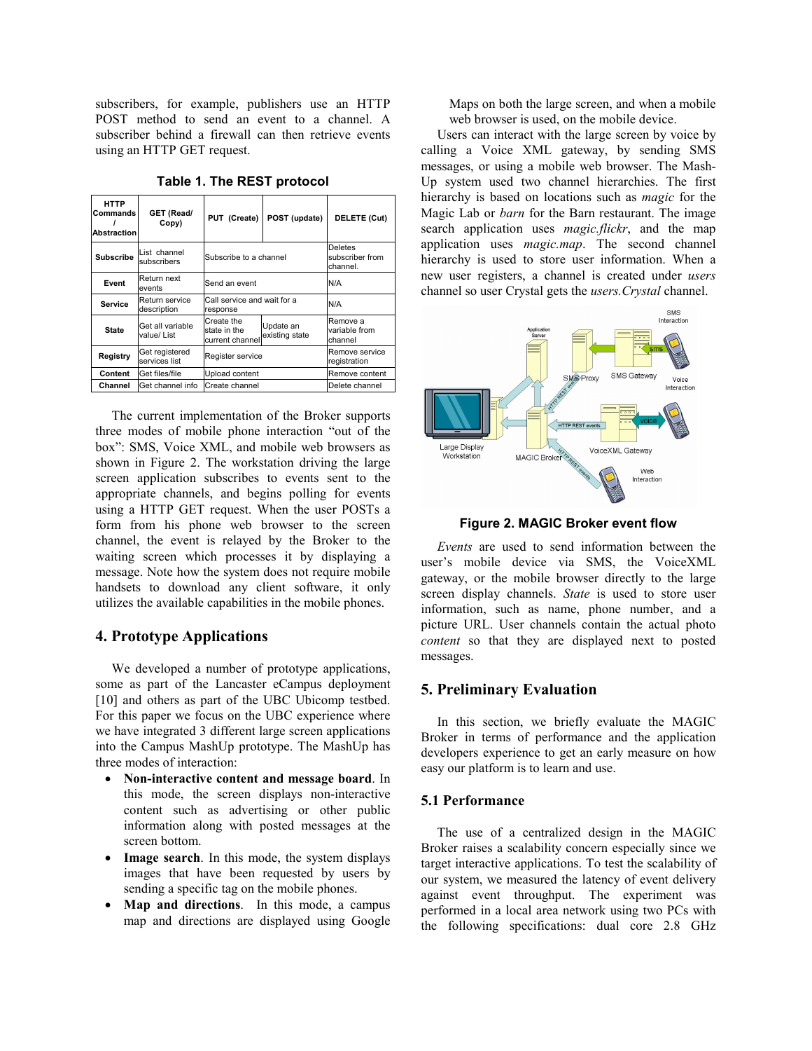subscribers, for example, publishers use an HTTP POST method to send an event to a channel. A subscriber behind a firewall can then retrieve events using an HTTP GET request.

**Table 1. The REST protocol**

| HTTP Commands / Abstraction | GET (Read/ Copy) | PUT (Create) | POST (update) | DELETE (Cut) |
|---|---|---|---|---|
| **Subscribe** | List channel subscribers | Subscribe to a channel | | Deletes subscriber from channel. |
| **Event** | Return next events | Send an event | | N/A |
| **Service** | Return service description | Call service and wait for a response | | N/A |
| **State** | Get all variable value/ List | Create the state in the current channel | Update an existing state | Remove a variable from channel |
| **Registry** | Get registered services list | Register service | | Remove service registration |
| **Content** | Get files/file | Upload content | | Remove content |
| **Channel** | Get channel info | Create channel | | Delete channel |

The current implementation of the Broker supports three modes of mobile phone interaction "out of the box": SMS, Voice XML, and mobile web browsers as shown in Figure 2. The workstation driving the large screen application subscribes to events sent to the appropriate channels, and begins polling for events using a HTTP GET request. When the user POSTs a form from his phone web browser to the screen channel, the event is relayed by the Broker to the waiting screen which processes it by displaying a message. Note how the system does not require mobile handsets to download any client software, it only utilizes the available capabilities in the mobile phones.

## 4. Prototype Applications

We developed a number of prototype applications, some as part of the Lancaster eCampus deployment [10] and others as part of the UBC Ubicomp testbed. For this paper we focus on the UBC experience where we have integrated 3 different large screen applications into the Campus MashUp prototype. The MashUp has three modes of interaction:

- **Non-interactive content and message board**. In this mode, the screen displays non-interactive content such as advertising or other public information along with posted messages at the screen bottom.
- **Image search**. In this mode, the system displays images that have been requested by users by sending a specific tag on the mobile phones.
- **Map and directions**. In this mode, a campus map and directions are displayed using Google Maps on both the large screen, and when a mobile web browser is used, on the mobile device.

Users can interact with the large screen by voice by calling a Voice XML gateway, by sending SMS messages, or using a mobile web browser. The Mash-Up system used two channel hierarchies. The first hierarchy is based on locations such as *magic* for the Magic Lab or *barn* for the Barn restaurant. The image search application uses *magic.flickr*, and the map application uses *magic.map*. The second channel hierarchy is used to store user information. When a new user registers, a channel is created under *users* channel so user Crystal gets the *users.Crystal* channel.

**Figure 2. MAGIC Broker event flow**

*Events* are used to send information between the user's mobile device via SMS, the VoiceXML gateway, or the mobile browser directly to the large screen display channels. *State* is used to store user information, such as name, phone number, and a picture URL. User channels contain the actual photo *content* so that they are displayed next to posted messages.

## 5. Preliminary Evaluation

In this section, we briefly evaluate the MAGIC Broker in terms of performance and the application developers experience to get an early measure on how easy our platform is to learn and use.

### 5.1 Performance

The use of a centralized design in the MAGIC Broker raises a scalability concern especially since we target interactive applications. To test the scalability of our system, we measured the latency of event delivery against event throughput. The experiment was performed in a local area network using two PCs with the following specifications: dual core 2.8 GHz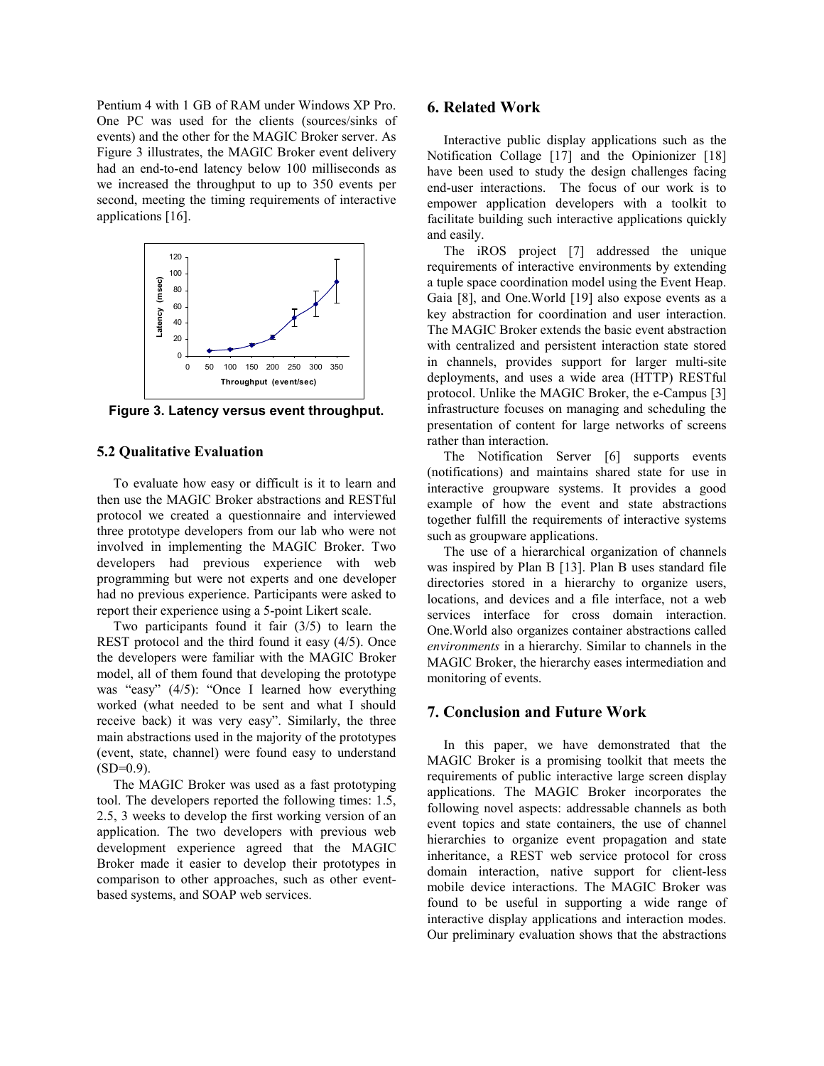Pentium 4 with 1 GB of RAM under Windows XP Pro. One PC was used for the clients (sources/sinks of events) and the other for the MAGIC Broker server. As Figure 3 illustrates, the MAGIC Broker event delivery had an end-to-end latency below 100 milliseconds as we increased the throughput to up to 350 events per second, meeting the timing requirements of interactive applications [16].

**Figure 3. Latency versus event throughput.**

### 5.2 Qualitative Evaluation

To evaluate how easy or difficult is it to learn and then use the MAGIC Broker abstractions and RESTful protocol we created a questionnaire and interviewed three prototype developers from our lab who were not involved in implementing the MAGIC Broker. Two developers had previous experience with web programming but were not experts and one developer had no previous experience. Participants were asked to report their experience using a 5-point Likert scale.

Two participants found it fair (3/5) to learn the REST protocol and the third found it easy (4/5). Once the developers were familiar with the MAGIC Broker model, all of them found that developing the prototype was "easy" (4/5): "Once I learned how everything worked (what needed to be sent and what I should receive back) it was very easy". Similarly, the three main abstractions used in the majority of the prototypes (event, state, channel) were found easy to understand (SD=0.9).

The MAGIC Broker was used as a fast prototyping tool. The developers reported the following times: 1.5, 2.5, 3 weeks to develop the first working version of an application. The two developers with previous web development experience agreed that the MAGIC Broker made it easier to develop their prototypes in comparison to other approaches, such as other event-based systems, and SOAP web services.

## 6. Related Work

Interactive public display applications such as the Notification Collage [17] and the Opinionizer [18] have been used to study the design challenges facing end-user interactions. The focus of our work is to empower application developers with a toolkit to facilitate building such interactive applications quickly and easily.

The iROS project [7] addressed the unique requirements of interactive environments by extending a tuple space coordination model using the Event Heap. Gaia [8], and One.World [19] also expose events as a key abstraction for coordination and user interaction. The MAGIC Broker extends the basic event abstraction with centralized and persistent interaction state stored in channels, provides support for larger multi-site deployments, and uses a wide area (HTTP) RESTful protocol. Unlike the MAGIC Broker, the e-Campus [3] infrastructure focuses on managing and scheduling the presentation of content for large networks of screens rather than interaction.

The Notification Server [6] supports events (notifications) and maintains shared state for use in interactive groupware systems. It provides a good example of how the event and state abstractions together fulfill the requirements of interactive systems such as groupware applications.

The use of a hierarchical organization of channels was inspired by Plan B [13]. Plan B uses standard file directories stored in a hierarchy to organize users, locations, and devices and a file interface, not a web services interface for cross domain interaction. One.World also organizes container abstractions called *environments* in a hierarchy. Similar to channels in the MAGIC Broker, the hierarchy eases intermediation and monitoring of events.

## 7. Conclusion and Future Work

In this paper, we have demonstrated that the MAGIC Broker is a promising toolkit that meets the requirements of public interactive large screen display applications. The MAGIC Broker incorporates the following novel aspects: addressable channels as both event topics and state containers, the use of channel hierarchies to organize event propagation and state inheritance, a REST web service protocol for cross domain interaction, native support for client-less mobile device interactions. The MAGIC Broker was found to be useful in supporting a wide range of interactive display applications and interaction modes. Our preliminary evaluation shows that the abstractions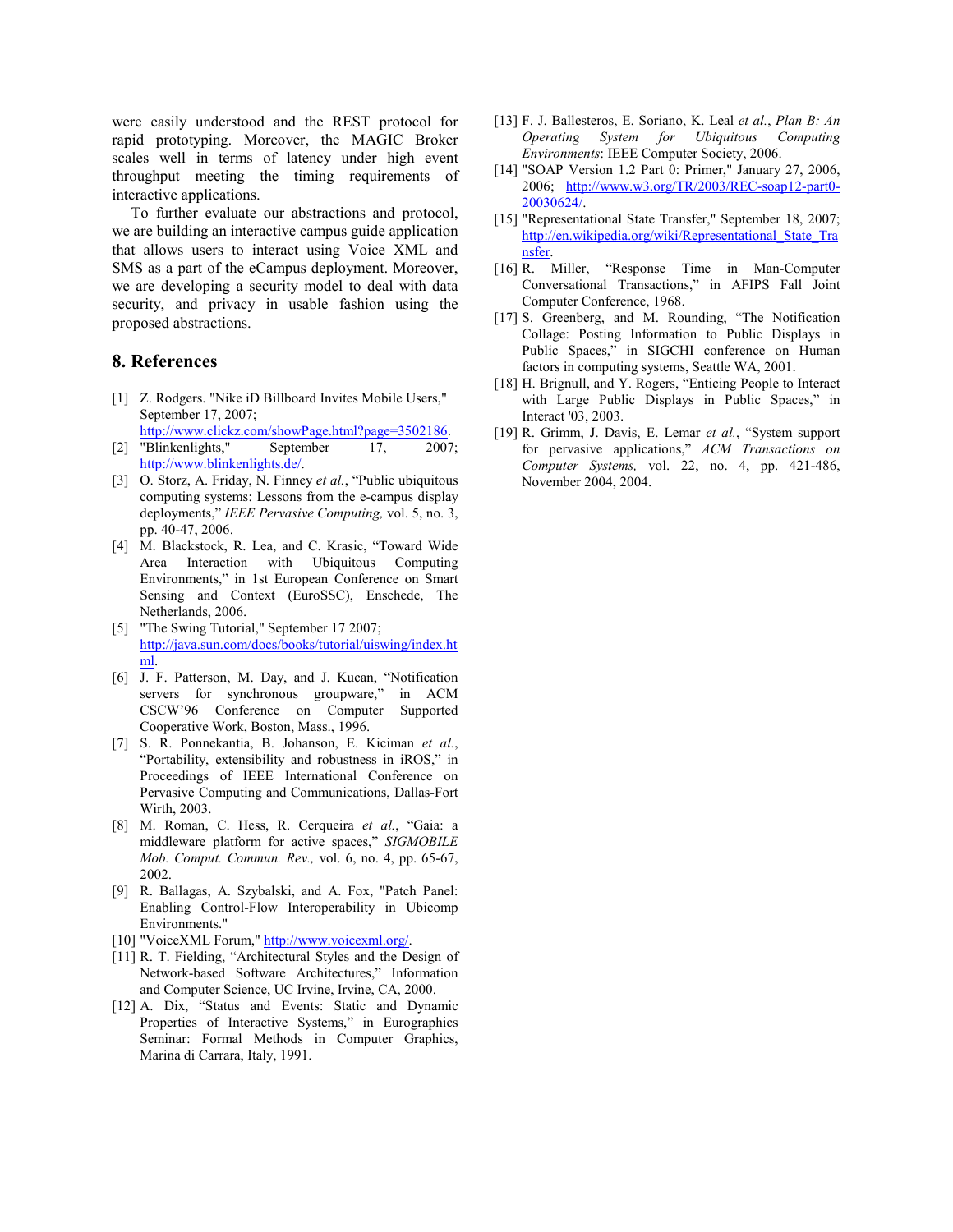were easily understood and the REST protocol for rapid prototyping. Moreover, the MAGIC Broker scales well in terms of latency under high event throughput meeting the timing requirements of interactive applications.

To further evaluate our abstractions and protocol, we are building an interactive campus guide application that allows users to interact using Voice XML and SMS as a part of the eCampus deployment. Moreover, we are developing a security model to deal with data security, and privacy in usable fashion using the proposed abstractions.

## 8. References

[1] Z. Rodgers. "Nike iD Billboard Invites Mobile Users," September 17, 2007; http://www.clickz.com/showPage.html?page=3502186.

[2] "Blinkenlights," September 17, 2007; http://www.blinkenlights.de/.

[3] O. Storz, A. Friday, N. Finney *et al.*, "Public ubiquitous computing systems: Lessons from the e-campus display deployments," *IEEE Pervasive Computing,* vol. 5, no. 3, pp. 40-47, 2006.

[4] M. Blackstock, R. Lea, and C. Krasic, "Toward Wide Area Interaction with Ubiquitous Computing Environments," in 1st European Conference on Smart Sensing and Context (EuroSSC), Enschede, The Netherlands, 2006.

[5] "The Swing Tutorial," September 17 2007; http://java.sun.com/docs/books/tutorial/uiswing/index.html.

[6] J. F. Patterson, M. Day, and J. Kucan, "Notification servers for synchronous groupware," in ACM CSCW'96 Conference on Computer Supported Cooperative Work, Boston, Mass., 1996.

[7] S. R. Ponnekantia, B. Johanson, E. Kiciman *et al.*, "Portability, extensibility and robustness in iROS," in Proceedings of IEEE International Conference on Pervasive Computing and Communications, Dallas-Fort Wirth, 2003.

[8] M. Roman, C. Hess, R. Cerqueira *et al.*, "Gaia: a middleware platform for active spaces," *SIGMOBILE Mob. Comput. Commun. Rev.,* vol. 6, no. 4, pp. 65-67, 2002.

[9] R. Ballagas, A. Szybalski, and A. Fox, "Patch Panel: Enabling Control-Flow Interoperability in Ubicomp Environments."

[10] "VoiceXML Forum," http://www.voicexml.org/.

[11] R. T. Fielding, "Architectural Styles and the Design of Network-based Software Architectures," Information and Computer Science, UC Irvine, Irvine, CA, 2000.

[12] A. Dix, "Status and Events: Static and Dynamic Properties of Interactive Systems," in Eurographics Seminar: Formal Methods in Computer Graphics, Marina di Carrara, Italy, 1991.

[13] F. J. Ballesteros, E. Soriano, K. Leal *et al.*, *Plan B: An Operating System for Ubiquitous Computing Environments*: IEEE Computer Society, 2006.

[14] "SOAP Version 1.2 Part 0: Primer," January 27, 2006, 2006; http://www.w3.org/TR/2003/REC-soap12-part0-20030624/.

[15] "Representational State Transfer," September 18, 2007; http://en.wikipedia.org/wiki/Representational_State_Transfer.

[16] R. Miller, "Response Time in Man-Computer Conversational Transactions," in AFIPS Fall Joint Computer Conference, 1968.

[17] S. Greenberg, and M. Rounding, "The Notification Collage: Posting Information to Public Displays in Public Spaces," in SIGCHI conference on Human factors in computing systems, Seattle WA, 2001.

[18] H. Brignull, and Y. Rogers, "Enticing People to Interact with Large Public Displays in Public Spaces," in Interact '03, 2003.

[19] R. Grimm, J. Davis, E. Lemar *et al.*, "System support for pervasive applications," *ACM Transactions on Computer Systems,* vol. 22, no. 4, pp. 421-486, November 2004, 2004.